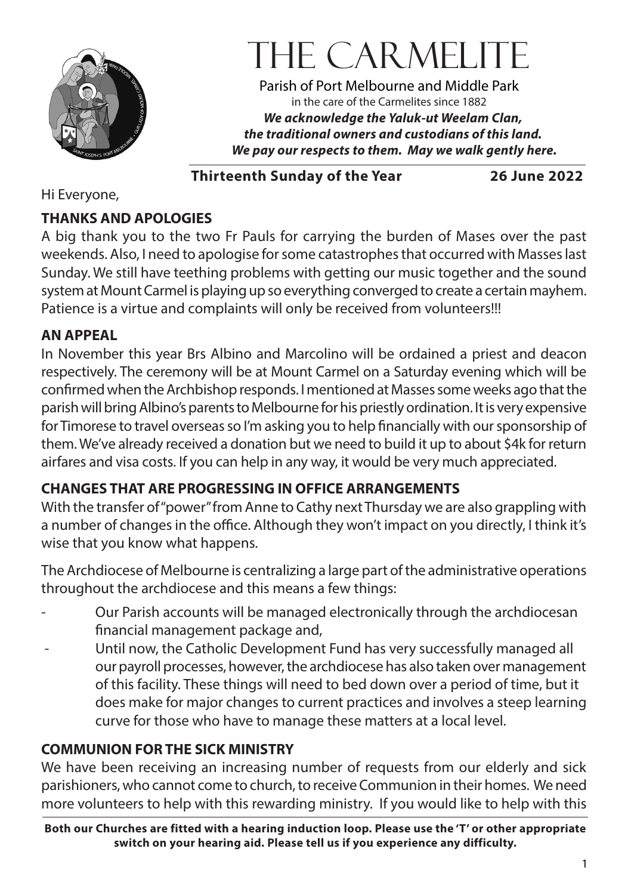# THE CARMELITE

Parish of Port Melbourne and Middle Park
in the care of the Carmelites since 1882
***We acknowledge the Yaluk-ut Weelam Clan, the traditional owners and custodians of this land. We pay our respects to them. May we walk gently here.***

**Thirteenth Sunday of the Year** **26 June 2022**

Hi Everyone,

## THANKS AND APOLOGIES

A big thank you to the two Fr Pauls for carrying the burden of Mases over the past weekends. Also, I need to apologise for some catastrophes that occurred with Masses last Sunday. We still have teething problems with getting our music together and the sound system at Mount Carmel is playing up so everything converged to create a certain mayhem. Patience is a virtue and complaints will only be received from volunteers!!!

## AN APPEAL

In November this year Brs Albino and Marcolino will be ordained a priest and deacon respectively. The ceremony will be at Mount Carmel on a Saturday evening which will be confirmed when the Archbishop responds. I mentioned at Masses some weeks ago that the parish will bring Albino's parents to Melbourne for his priestly ordination. It is very expensive for Timorese to travel overseas so I'm asking you to help financially with our sponsorship of them. We've already received a donation but we need to build it up to about $4k for return airfares and visa costs. If you can help in any way, it would be very much appreciated.

## CHANGES THAT ARE PROGRESSING IN OFFICE ARRANGEMENTS

With the transfer of "power" from Anne to Cathy next Thursday we are also grappling with a number of changes in the office. Although they won't impact on you directly, I think it's wise that you know what happens.

The Archdiocese of Melbourne is centralizing a large part of the administrative operations throughout the archdiocese and this means a few things:

- Our Parish accounts will be managed electronically through the archdiocesan financial management package and,
- Until now, the Catholic Development Fund has very successfully managed all our payroll processes, however, the archdiocese has also taken over management of this facility. These things will need to bed down over a period of time, but it does make for major changes to current practices and involves a steep learning curve for those who have to manage these matters at a local level.

## COMMUNION FOR THE SICK MINISTRY

We have been receiving an increasing number of requests from our elderly and sick parishioners, who cannot come to church, to receive Communion in their homes. We need more volunteers to help with this rewarding ministry. If you would like to help with this

**Both our Churches are fitted with a hearing induction loop. Please use the 'T' or other appropriate switch on your hearing aid. Please tell us if you experience any difficulty.**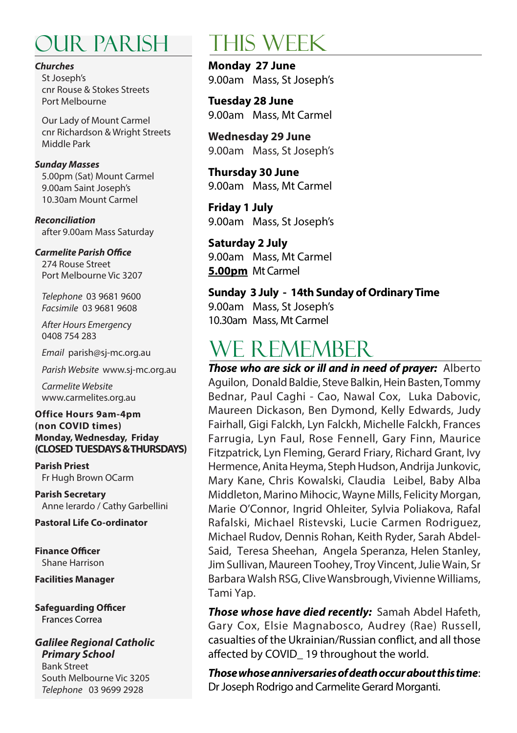# OUR PARISH

***Churches***

St Joseph's
cnr Rouse & Stokes Streets
Port Melbourne

Our Lady of Mount Carmel
cnr Richardson & Wright Streets
Middle Park

***Sunday Masses***

5.00pm (Sat) Mount Carmel
9.00am Saint Joseph's
10.30am Mount Carmel

***Reconciliation***

after 9.00am Mass Saturday

***Carmelite Parish Office***

274 Rouse Street
Port Melbourne Vic 3207

*Telephone* 03 9681 9600
*Facsimile* 03 9681 9608

*After Hours Emergency*
0408 754 283

*Email* parish@sj-mc.org.au

*Parish Website* www.sj-mc.org.au

*Carmelite Website*
www.carmelites.org.au

**Office Hours 9am-4pm (non COVID times)**
**Monday, Wednesday, Friday**
**(CLOSED TUESDAYS & THURSDAYS)**

**Parish Priest**
Fr Hugh Brown OCarm

**Parish Secretary**
Anne Ierardo / Cathy Garbellini

**Pastoral Life Co-ordinator**

**Finance Officer**
Shane Harrison

**Facilities Manager**

**Safeguarding Officer**
Frances Correa

***Galilee Regional Catholic Primary School***

Bank Street
South Melbourne Vic 3205
*Telephone* 03 9699 2928

# THIS WEEK

**Monday 27 June**
9.00am Mass, St Joseph's

**Tuesday 28 June**
9.00am Mass, Mt Carmel

**Wednesday 29 June**
9.00am Mass, St Joseph's

**Thursday 30 June**
9.00am Mass, Mt Carmel

**Friday 1 July**
9.00am Mass, St Joseph's

**Saturday 2 July**
9.00am Mass, Mt Carmel
**5.00pm** Mt Carmel

**Sunday 3 July - 14th Sunday of Ordinary Time**
9.00am Mass, St Joseph's
10.30am Mass, Mt Carmel

# WE REMEMBER

***Those who are sick or ill and in need of prayer:*** Alberto Aguilon, Donald Baldie, Steve Balkin, Hein Basten, Tommy Bednar, Paul Caghi - Cao, Nawal Cox, Luka Dabovic, Maureen Dickason, Ben Dymond, Kelly Edwards, Judy Fairhall, Gigi Falckh, Lyn Falckh, Michelle Falckh, Frances Farrugia, Lyn Faul, Rose Fennell, Gary Finn, Maurice Fitzpatrick, Lyn Fleming, Gerard Friary, Richard Grant, Ivy Hermence, Anita Heyma, Steph Hudson, Andrija Junkovic, Mary Kane, Chris Kowalski, Claudia Leibel, Baby Alba Middleton, Marino Mihocic, Wayne Mills, Felicity Morgan, Marie O'Connor, Ingrid Ohleiter, Sylvia Poliakova, Rafal Rafalski, Michael Ristevski, Lucie Carmen Rodriguez, Michael Rudov, Dennis Rohan, Keith Ryder, Sarah Abdel-Said, Teresa Sheehan, Angela Speranza, Helen Stanley, Jim Sullivan, Maureen Toohey, Troy Vincent, Julie Wain, Sr Barbara Walsh RSG, Clive Wansbrough, Vivienne Williams, Tami Yap.

***Those whose have died recently:*** Samah Abdel Hafeth, Gary Cox, Elsie Magnabosco, Audrey (Rae) Russell, casualties of the Ukrainian/Russian conflict, and all those affected by COVID_ 19 throughout the world.

***Those whose anniversaries of death occur about this time***: Dr Joseph Rodrigo and Carmelite Gerard Morganti.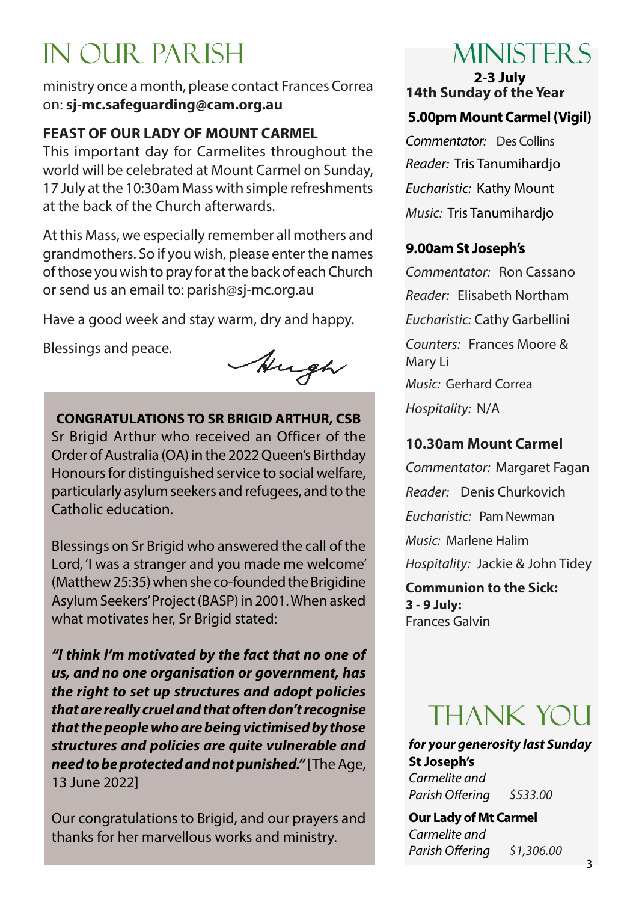# IN OUR PARISH

ministry once a month, please contact Frances Correa on: **sj-mc.safeguarding@cam.org.au**

**FEAST OF OUR LADY OF MOUNT CARMEL**

This important day for Carmelites throughout the world will be celebrated at Mount Carmel on Sunday, 17 July at the 10:30am Mass with simple refreshments at the back of the Church afterwards.

At this Mass, we especially remember all mothers and grandmothers. So if you wish, please enter the names of those you wish to pray for at the back of each Church or send us an email to: parish@sj-mc.org.au

Have a good week and stay warm, dry and happy.

Blessings and peace.

Hugh

**CONGRATULATIONS TO SR BRIGID ARTHUR, CSB**

Sr Brigid Arthur who received an Officer of the Order of Australia (OA) in the 2022 Queen's Birthday Honours for distinguished service to social welfare, particularly asylum seekers and refugees, and to the Catholic education.

Blessings on Sr Brigid who answered the call of the Lord, 'I was a stranger and you made me welcome' (Matthew 25:35) when she co-founded the Brigidine Asylum Seekers' Project (BASP) in 2001. When asked what motivates her, Sr Brigid stated:

***"I think I'm motivated by the fact that no one of us, and no one organisation or government, has the right to set up structures and adopt policies that are really cruel and that often don't recognise that the people who are being victimised by those structures and policies are quite vulnerable and need to be protected and not punished."*** [The Age, 13 June 2022]

Our congratulations to Brigid, and our prayers and thanks for her marvellous works and ministry.

# MINISTERS

**2-3 July**
**14th Sunday of the Year**

**5.00pm Mount Carmel (Vigil)**

*Commentator:* Des Collins
*Reader:* Tris Tanumihardjo
*Eucharistic:* Kathy Mount
*Music:* Tris Tanumihardjo

**9.00am St Joseph's**

*Commentator:* Ron Cassano
*Reader:* Elisabeth Northam
*Eucharistic:* Cathy Garbellini
*Counters:* Frances Moore & Mary Li
*Music:* Gerhard Correa
*Hospitality:* N/A

**10.30am Mount Carmel**

*Commentator:* Margaret Fagan
*Reader:* Denis Churkovich
*Eucharistic:* Pam Newman
*Music:* Marlene Halim
*Hospitality:* Jackie & John Tidey

**Communion to the Sick:**
**3 - 9 July:**
Frances Galvin

# THANK YOU

***for your generosity last Sunday***

**St Joseph's**
*Carmelite and Parish Offering* *$533.00*

**Our Lady of Mt Carmel**
*Carmelite and Parish Offering* *$1,306.00*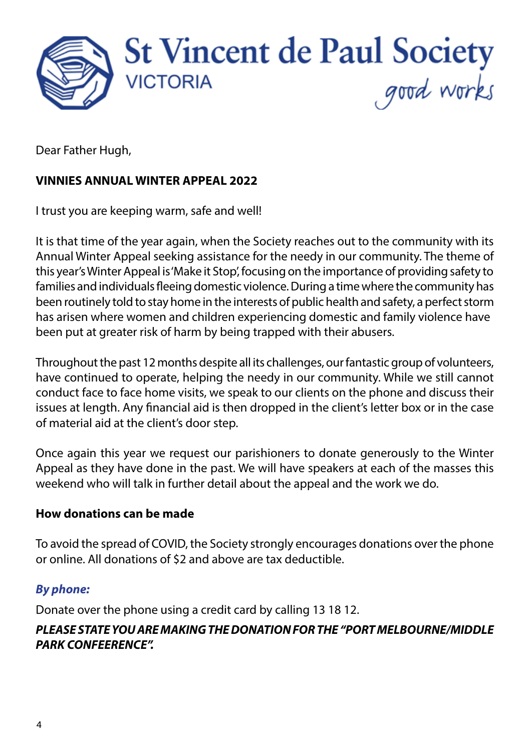St Vincent de Paul Society
VICTORIA
good works

Dear Father Hugh,

**VINNIES ANNUAL WINTER APPEAL 2022**

I trust you are keeping warm, safe and well!

It is that time of the year again, when the Society reaches out to the community with its Annual Winter Appeal seeking assistance for the needy in our community. The theme of this year's Winter Appeal is 'Make it Stop', focusing on the importance of providing safety to families and individuals fleeing domestic violence. During a time where the community has been routinely told to stay home in the interests of public health and safety, a perfect storm has arisen where women and children experiencing domestic and family violence have been put at greater risk of harm by being trapped with their abusers.

Throughout the past 12 months despite all its challenges, our fantastic group of volunteers, have continued to operate, helping the needy in our community. While we still cannot conduct face to face home visits, we speak to our clients on the phone and discuss their issues at length. Any financial aid is then dropped in the client's letter box or in the case of material aid at the client's door step.

Once again this year we request our parishioners to donate generously to the Winter Appeal as they have done in the past. We will have speakers at each of the masses this weekend who will talk in further detail about the appeal and the work we do.

**How donations can be made**

To avoid the spread of COVID, the Society strongly encourages donations over the phone or online. All donations of $2 and above are tax deductible.

***By phone:***

Donate over the phone using a credit card by calling 13 18 12.

***PLEASE STATE YOU ARE MAKING THE DONATION FOR THE "PORT MELBOURNE/MIDDLE PARK CONFEERENCE".***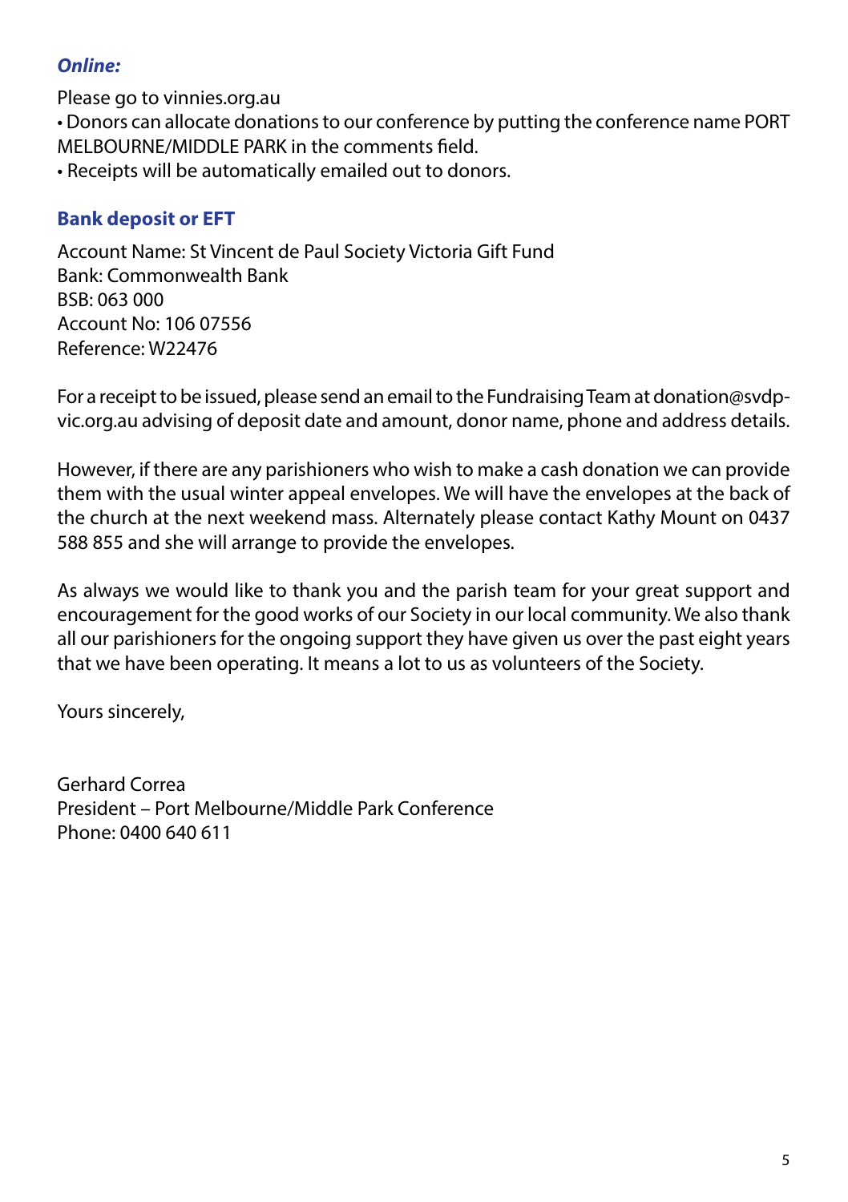***Online:***

Please go to vinnies.org.au

• Donors can allocate donations to our conference by putting the conference name PORT MELBOURNE/MIDDLE PARK in the comments field.

• Receipts will be automatically emailed out to donors.

**Bank deposit or EFT**

Account Name: St Vincent de Paul Society Victoria Gift Fund
Bank: Commonwealth Bank
BSB: 063 000
Account No: 106 07556
Reference: W22476

For a receipt to be issued, please send an email to the Fundraising Team at donation@svdp-vic.org.au advising of deposit date and amount, donor name, phone and address details.

However, if there are any parishioners who wish to make a cash donation we can provide them with the usual winter appeal envelopes. We will have the envelopes at the back of the church at the next weekend mass. Alternately please contact Kathy Mount on 0437 588 855 and she will arrange to provide the envelopes.

As always we would like to thank you and the parish team for your great support and encouragement for the good works of our Society in our local community. We also thank all our parishioners for the ongoing support they have given us over the past eight years that we have been operating. It means a lot to us as volunteers of the Society.

Yours sincerely,

Gerhard Correa
President – Port Melbourne/Middle Park Conference
Phone: 0400 640 611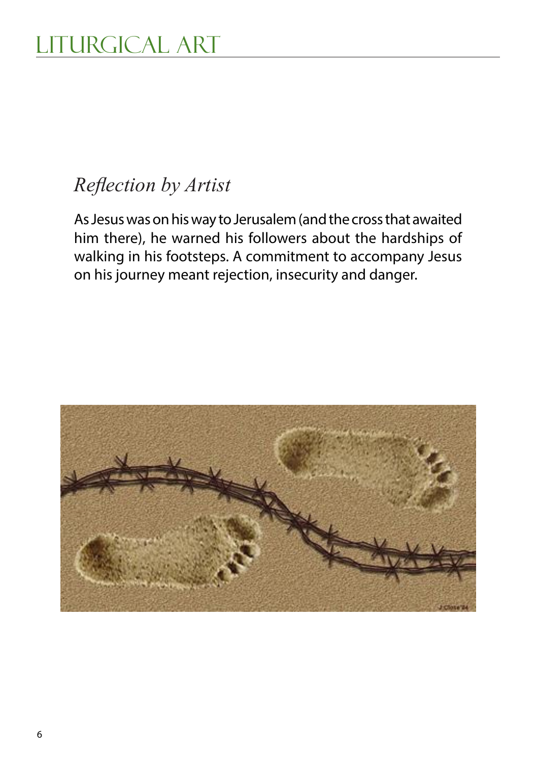## Reflection by Artist

As Jesus was on his way to Jerusalem (and the cross that awaited him there), he warned his followers about the hardships of walking in his footsteps. A commitment to accompany Jesus on his journey meant rejection, insecurity and danger.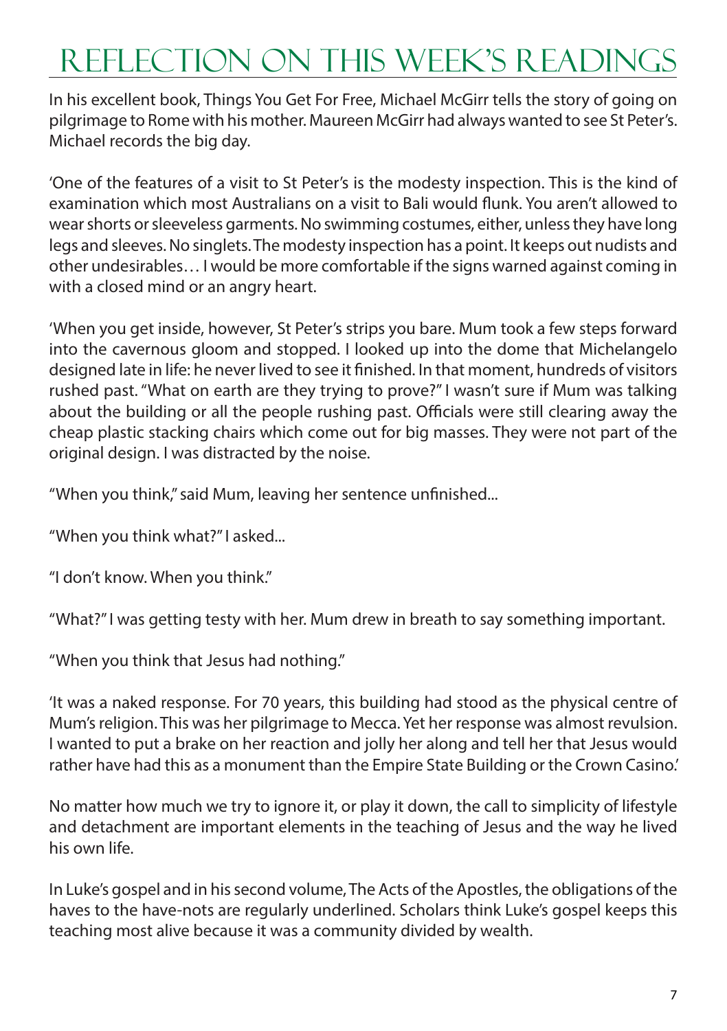# Reflection on this Week's Readings

In his excellent book, Things You Get For Free, Michael McGirr tells the story of going on pilgrimage to Rome with his mother. Maureen McGirr had always wanted to see St Peter's. Michael records the big day.

'One of the features of a visit to St Peter's is the modesty inspection. This is the kind of examination which most Australians on a visit to Bali would flunk. You aren't allowed to wear shorts or sleeveless garments. No swimming costumes, either, unless they have long legs and sleeves. No singlets. The modesty inspection has a point. It keeps out nudists and other undesirables… I would be more comfortable if the signs warned against coming in with a closed mind or an angry heart.

'When you get inside, however, St Peter's strips you bare. Mum took a few steps forward into the cavernous gloom and stopped. I looked up into the dome that Michelangelo designed late in life: he never lived to see it finished. In that moment, hundreds of visitors rushed past. "What on earth are they trying to prove?" I wasn't sure if Mum was talking about the building or all the people rushing past. Officials were still clearing away the cheap plastic stacking chairs which come out for big masses. They were not part of the original design. I was distracted by the noise.

"When you think," said Mum, leaving her sentence unfinished...

"When you think what?" I asked...

"I don't know. When you think."

"What?" I was getting testy with her. Mum drew in breath to say something important.

"When you think that Jesus had nothing."

'It was a naked response. For 70 years, this building had stood as the physical centre of Mum's religion. This was her pilgrimage to Mecca. Yet her response was almost revulsion. I wanted to put a brake on her reaction and jolly her along and tell her that Jesus would rather have had this as a monument than the Empire State Building or the Crown Casino.'

No matter how much we try to ignore it, or play it down, the call to simplicity of lifestyle and detachment are important elements in the teaching of Jesus and the way he lived his own life.

In Luke's gospel and in his second volume, The Acts of the Apostles, the obligations of the haves to the have-nots are regularly underlined. Scholars think Luke's gospel keeps this teaching most alive because it was a community divided by wealth.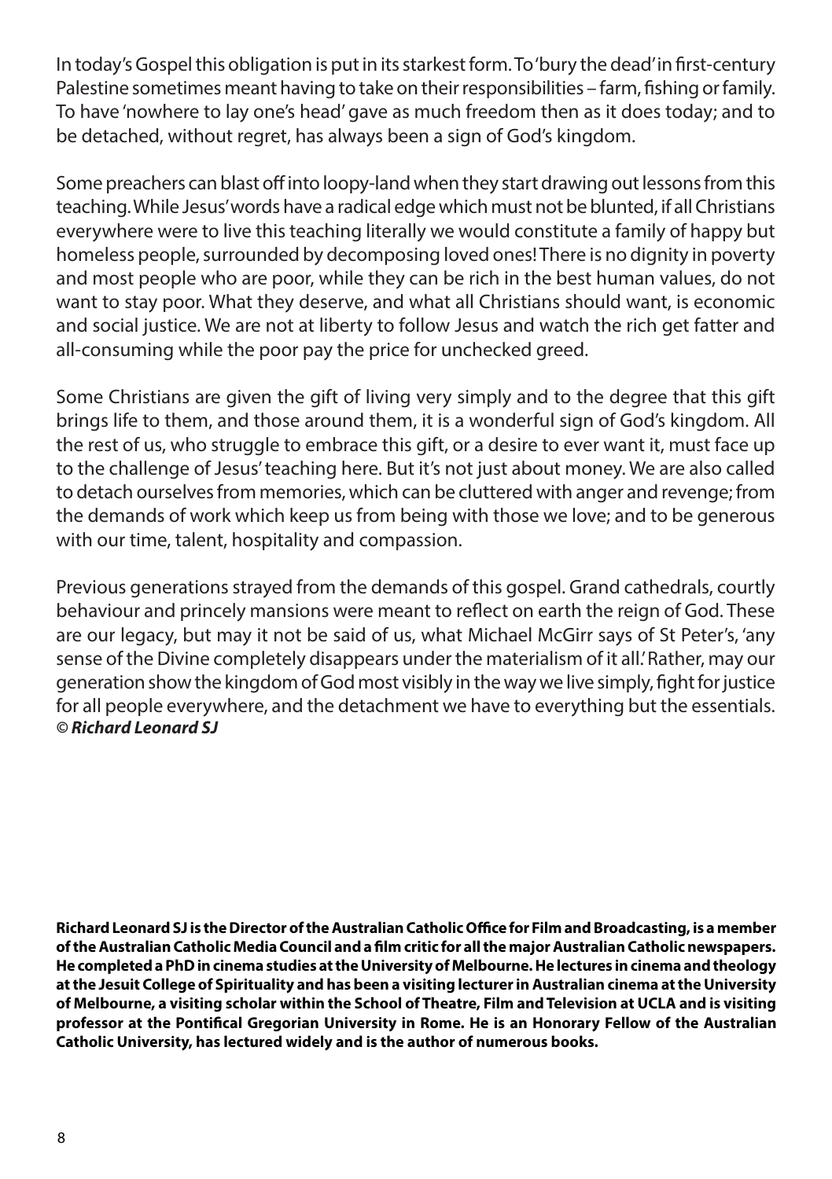In today's Gospel this obligation is put in its starkest form. To 'bury the dead' in first-century Palestine sometimes meant having to take on their responsibilities – farm, fishing or family. To have 'nowhere to lay one's head' gave as much freedom then as it does today; and to be detached, without regret, has always been a sign of God's kingdom.

Some preachers can blast off into loopy-land when they start drawing out lessons from this teaching. While Jesus' words have a radical edge which must not be blunted, if all Christians everywhere were to live this teaching literally we would constitute a family of happy but homeless people, surrounded by decomposing loved ones! There is no dignity in poverty and most people who are poor, while they can be rich in the best human values, do not want to stay poor. What they deserve, and what all Christians should want, is economic and social justice. We are not at liberty to follow Jesus and watch the rich get fatter and all-consuming while the poor pay the price for unchecked greed.

Some Christians are given the gift of living very simply and to the degree that this gift brings life to them, and those around them, it is a wonderful sign of God's kingdom. All the rest of us, who struggle to embrace this gift, or a desire to ever want it, must face up to the challenge of Jesus' teaching here. But it's not just about money. We are also called to detach ourselves from memories, which can be cluttered with anger and revenge; from the demands of work which keep us from being with those we love; and to be generous with our time, talent, hospitality and compassion.

Previous generations strayed from the demands of this gospel. Grand cathedrals, courtly behaviour and princely mansions were meant to reflect on earth the reign of God. These are our legacy, but may it not be said of us, what Michael McGirr says of St Peter's, 'any sense of the Divine completely disappears under the materialism of it all.' Rather, may our generation show the kingdom of God most visibly in the way we live simply, fight for justice for all people everywhere, and the detachment we have to everything but the essentials.
***© Richard Leonard SJ***

**Richard Leonard SJ is the Director of the Australian Catholic Office for Film and Broadcasting, is a member of the Australian Catholic Media Council and a film critic for all the major Australian Catholic newspapers. He completed a PhD in cinema studies at the University of Melbourne. He lectures in cinema and theology at the Jesuit College of Spirituality and has been a visiting lecturer in Australian cinema at the University of Melbourne, a visiting scholar within the School of Theatre, Film and Television at UCLA and is visiting professor at the Pontifical Gregorian University in Rome. He is an Honorary Fellow of the Australian Catholic University, has lectured widely and is the author of numerous books.**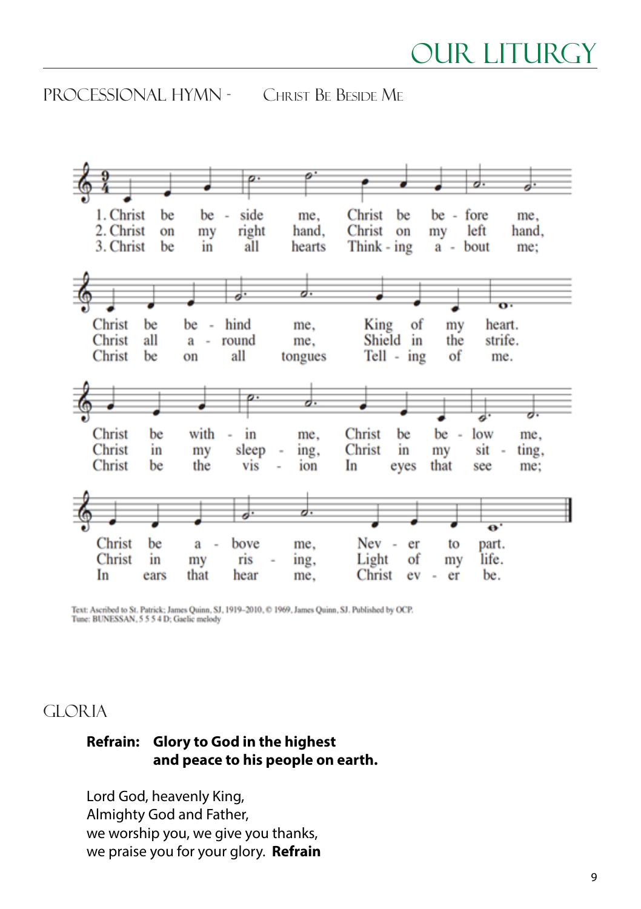## PROCESSIONAL HYMN - Christ Be Beside Me

1. Christ be beside me, Christ be before me,
Christ be behind me, King of my heart.
Christ be within me, Christ be below me,
Christ be above me, never to part.

2. Christ on my right hand, Christ on my left hand,
Christ all around me, Shield in the strife.
Christ in my sleeping, Christ in my sitting,
Christ in my rising, Light of my life.

3. Christ be in all hearts Thinking about me;
Christ be on all tongues Telling of me;
Christ be the vision In eyes that see me;
In ears that hear me, Christ ever be.

Text: Ascribed to St. Patrick; James Quinn, SJ, 1919–2010, © 1969, James Quinn, SJ. Published by OCP.
Tune: BUNESSAN, 5 5 5 4 D; Gaelic melody

## GLORIA

**Refrain: Glory to God in the highest**
**and peace to his people on earth.**

Lord God, heavenly King,
Almighty God and Father,
we worship you, we give you thanks,
we praise you for your glory. **Refrain**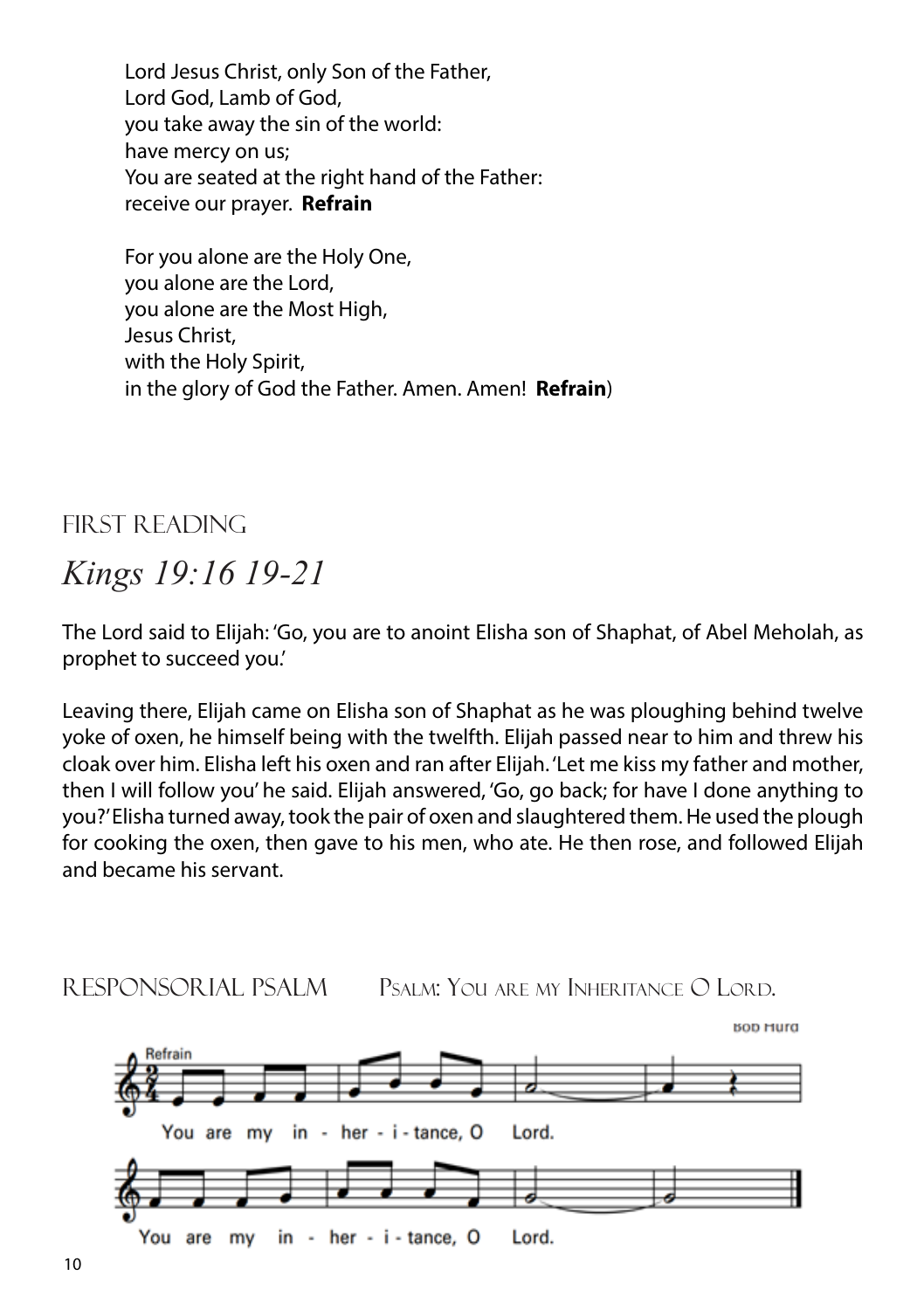Lord Jesus Christ, only Son of the Father,
Lord God, Lamb of God,
you take away the sin of the world:
have mercy on us;
You are seated at the right hand of the Father:
receive our prayer. **Refrain**

For you alone are the Holy One,
you alone are the Lord,
you alone are the Most High,
Jesus Christ,
with the Holy Spirit,
in the glory of God the Father. Amen. Amen! **Refrain**)

## First Reading

## *Kings 19:16 19-21*

The Lord said to Elijah: 'Go, you are to anoint Elisha son of Shaphat, of Abel Meholah, as prophet to succeed you.'

Leaving there, Elijah came on Elisha son of Shaphat as he was ploughing behind twelve yoke of oxen, he himself being with the twelfth. Elijah passed near to him and threw his cloak over him. Elisha left his oxen and ran after Elijah. 'Let me kiss my father and mother, then I will follow you' he said. Elijah answered, 'Go, go back; for have I done anything to you?' Elisha turned away, took the pair of oxen and slaughtered them. He used the plough for cooking the oxen, then gave to his men, who ate. He then rose, and followed Elijah and became his servant.

## Responsorial Psalm    Psalm: You are my Inheritance O Lord.

Bob Hurd

Refrain

You are my in - her - i - tance, O Lord.

You are my in - her - i - tance, O Lord.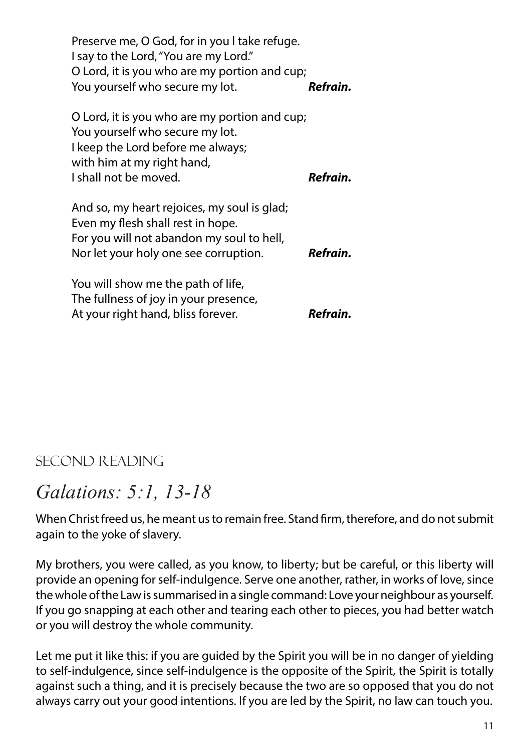Preserve me, O God, for in you I take refuge.  
I say to the Lord, "You are my Lord."  
O Lord, it is you who are my portion and cup;  
You yourself who secure my lot. ***Refrain.***

O Lord, it is you who are my portion and cup;  
You yourself who secure my lot.  
I keep the Lord before me always;  
with him at my right hand,  
I shall not be moved. ***Refrain.***

And so, my heart rejoices, my soul is glad;  
Even my flesh shall rest in hope.  
For you will not abandon my soul to hell,  
Nor let your holy one see corruption. ***Refrain.***

You will show me the path of life,  
The fullness of joy in your presence,  
At your right hand, bliss forever. ***Refrain.***

## Second Reading

## *Galations: 5:1, 13-18*

When Christ freed us, he meant us to remain free. Stand firm, therefore, and do not submit again to the yoke of slavery.

My brothers, you were called, as you know, to liberty; but be careful, or this liberty will provide an opening for self-indulgence. Serve one another, rather, in works of love, since the whole of the Law is summarised in a single command: Love your neighbour as yourself. If you go snapping at each other and tearing each other to pieces, you had better watch or you will destroy the whole community.

Let me put it like this: if you are guided by the Spirit you will be in no danger of yielding to self-indulgence, since self-indulgence is the opposite of the Spirit, the Spirit is totally against such a thing, and it is precisely because the two are so opposed that you do not always carry out your good intentions. If you are led by the Spirit, no law can touch you.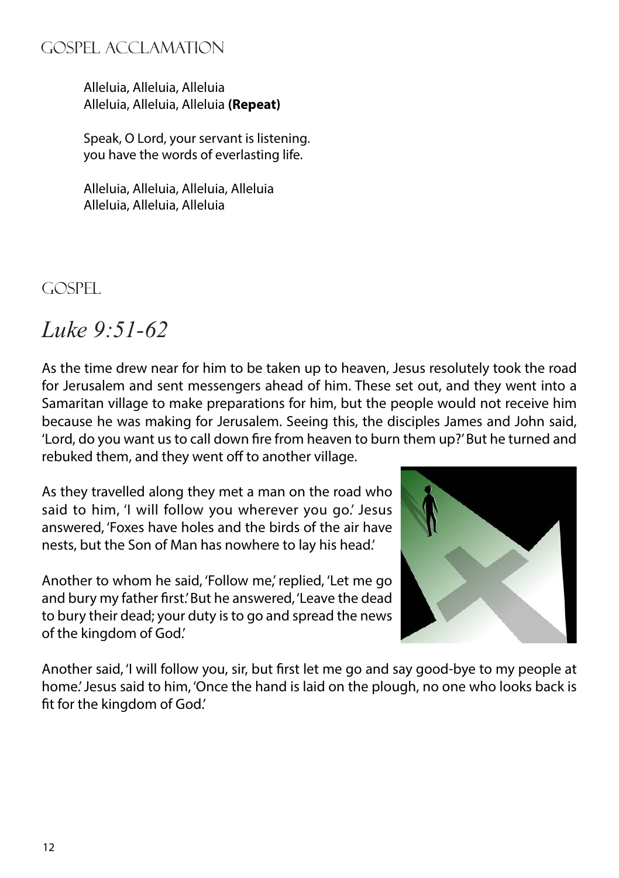## Gospel Acclamation

Alleluia, Alleluia, Alleluia
Alleluia, Alleluia, Alleluia **(Repeat)**

Speak, O Lord, your servant is listening.
you have the words of everlasting life.

Alleluia, Alleluia, Alleluia, Alleluia
Alleluia, Alleluia, Alleluia

## Gospel

# *Luke 9:51-62*

As the time drew near for him to be taken up to heaven, Jesus resolutely took the road for Jerusalem and sent messengers ahead of him. These set out, and they went into a Samaritan village to make preparations for him, but the people would not receive him because he was making for Jerusalem. Seeing this, the disciples James and John said, 'Lord, do you want us to call down fire from heaven to burn them up?' But he turned and rebuked them, and they went off to another village.

As they travelled along they met a man on the road who said to him, 'I will follow you wherever you go.' Jesus answered, 'Foxes have holes and the birds of the air have nests, but the Son of Man has nowhere to lay his head.'

Another to whom he said, 'Follow me,' replied, 'Let me go and bury my father first.' But he answered, 'Leave the dead to bury their dead; your duty is to go and spread the news of the kingdom of God.'

Another said, 'I will follow you, sir, but first let me go and say good-bye to my people at home.' Jesus said to him, 'Once the hand is laid on the plough, no one who looks back is fit for the kingdom of God.'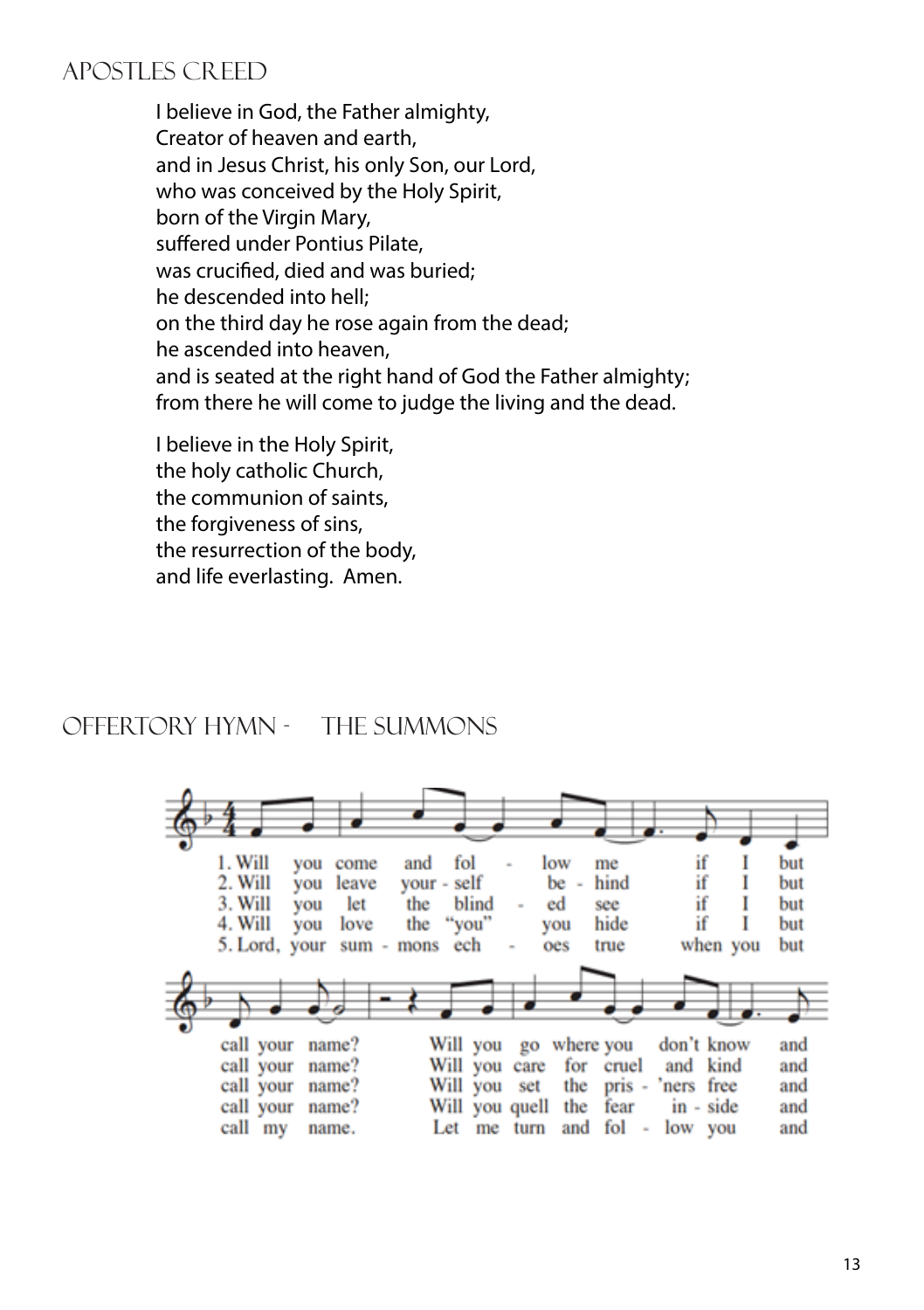## Apostles Creed

I believe in God, the Father almighty,
Creator of heaven and earth,
and in Jesus Christ, his only Son, our Lord,
who was conceived by the Holy Spirit,
born of the Virgin Mary,
suffered under Pontius Pilate,
was crucified, died and was buried;
he descended into hell;
on the third day he rose again from the dead;
he ascended into heaven,
and is seated at the right hand of God the Father almighty;
from there he will come to judge the living and the dead.

I believe in the Holy Spirit,
the holy catholic Church,
the communion of saints,
the forgiveness of sins,
the resurrection of the body,
and life everlasting. Amen.

## Offertory Hymn - The Summons

1. Will you come and fol - low me if I but call your name? Will you go where you don't know and
2. Will you leave your - self be - hind if I but call your name? Will you care for cruel and kind and
3. Will you let the blind - ed see if I but call your name? Will you set the pris - 'ners free and
4. Will you love the "you" you hide if I but call your name? Will you quell the fear in - side and
5. Lord, your sum - mons ech - oes true when you but call my name. Let me turn and fol - low you and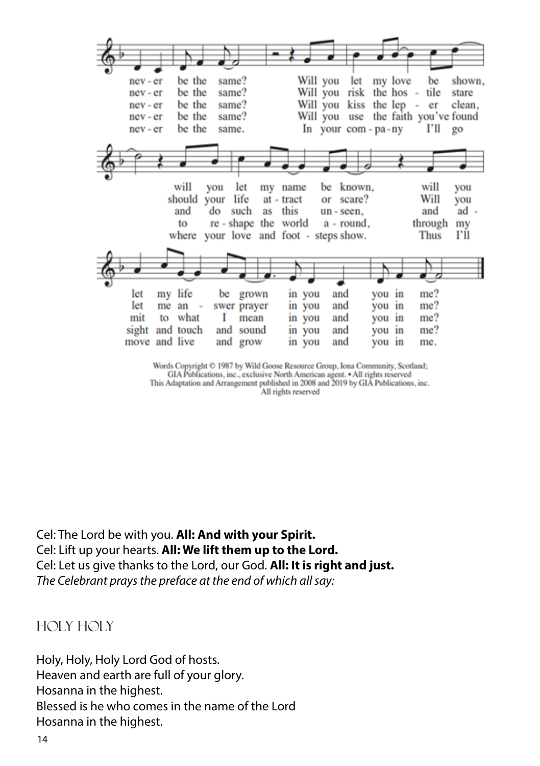nev - er be the same? Will you let my love be shown,
nev - er be the same? Will you risk the hos - tile stare
nev - er be the same? Will you kiss the lep - er clean,
nev - er be the same? Will you use the faith you've found
nev - er be the same. In your com - pa - ny I'll go

will you let my name be known, will you
should your life at - tract or scare? Will you
and do such as this un - seen, and ad -
to re - shape the world a - round, through my
where your love and foot - steps show. Thus I'll

let my life be grown in you and you in me?
let me an - swer prayer in you and you in me?
mit to what I mean in you and you in me?
sight and touch and sound in you and you in me?
move and live and grow in you and you in me.

Words Copyright © 1987 by Wild Goose Resource Group, Iona Community, Scotland;
GIA Publications, inc., exclusive North American agent. • All rights reserved
This Adaptation and Arrangement published in 2008 and 2019 by GIA Publications, inc.
All rights reserved

Cel: The Lord be with you. **All: And with your Spirit.**
Cel: Lift up your hearts. **All: We lift them up to the Lord.**
Cel: Let us give thanks to the Lord, our God. **All: It is right and just.**
*The Celebrant prays the preface at the end of which all say:*

## HOLY HOLY

Holy, Holy, Holy Lord God of hosts.
Heaven and earth are full of your glory.
Hosanna in the highest.
Blessed is he who comes in the name of the Lord
Hosanna in the highest.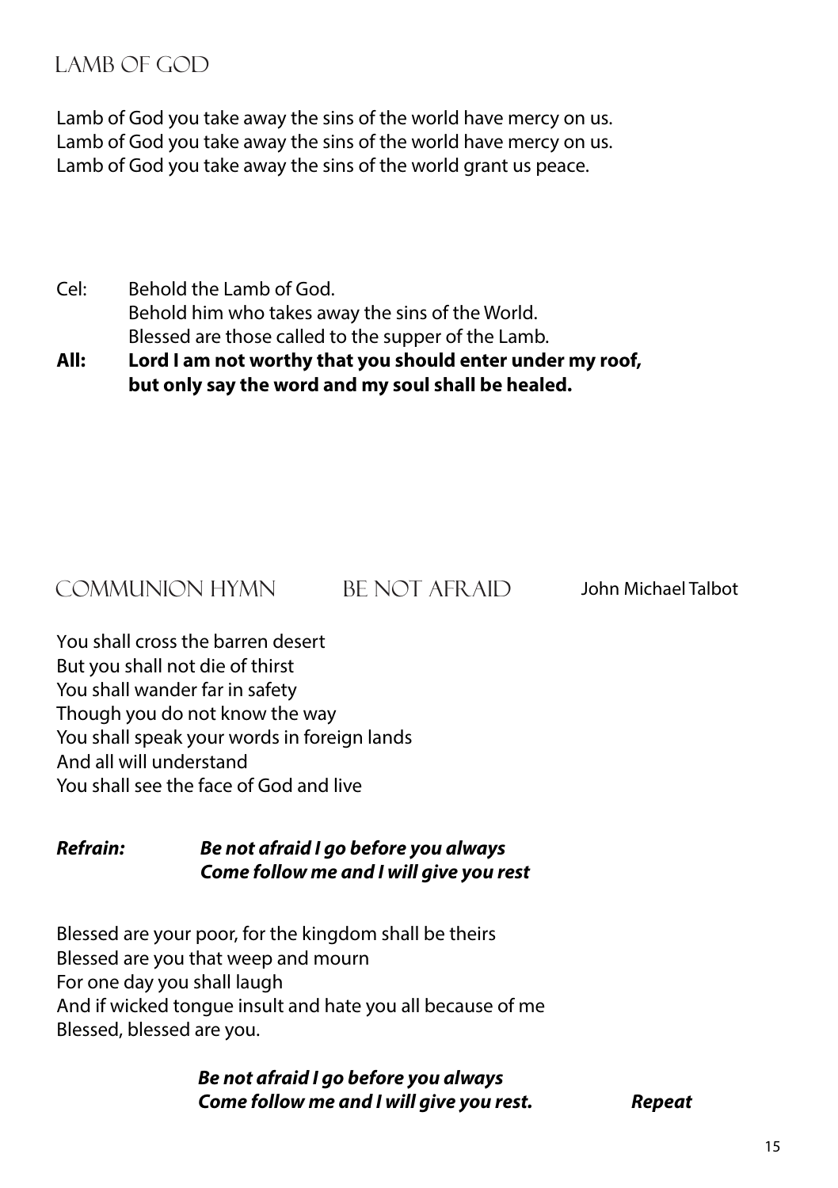## Lamb of God

Lamb of God you take away the sins of the world have mercy on us.
Lamb of God you take away the sins of the world have mercy on us.
Lamb of God you take away the sins of the world grant us peace.

Cel: Behold the Lamb of God.
Behold him who takes away the sins of the World.
Blessed are those called to the supper of the Lamb.

**All: Lord I am not worthy that you should enter under my roof,
but only say the word and my soul shall be healed.**

## Communion Hymn Be Not Afraid John Michael Talbot

You shall cross the barren desert
But you shall not die of thirst
You shall wander far in safety
Though you do not know the way
You shall speak your words in foreign lands
And all will understand
You shall see the face of God and live

***Refrain: Be not afraid I go before you always
Come follow me and I will give you rest***

Blessed are your poor, for the kingdom shall be theirs
Blessed are you that weep and mourn
For one day you shall laugh
And if wicked tongue insult and hate you all because of me
Blessed, blessed are you.

***Be not afraid I go before you always
Come follow me and I will give you rest. Repeat***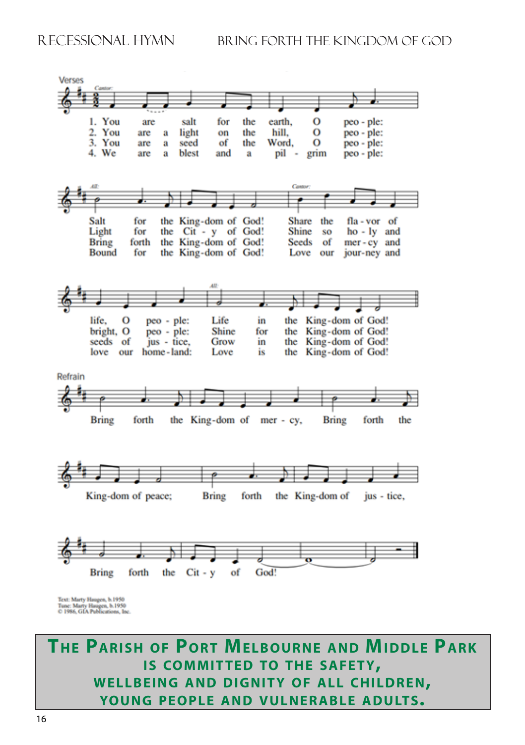# Recessional Hymn — Bring Forth the Kingdom of God

**Verses**

*Cantor:*
1. You are salt for the earth, O people: *All:* Salt for the Kingdom of God! *Cantor:* Share the flavor of life, O people: *All:* Life in the Kingdom of God!
2. You are a light on the hill, O people: Light for the City of God! Shine so holy and bright, O people: Shine for the Kingdom of God!
3. You are a seed of the Word, O people: Bring forth the Kingdom of God! Seeds of mercy and seeds of justice, Grow in the Kingdom of God!
4. We are a blest and a pilgrim people: Bound for the Kingdom of God! Love our journey and love our homeland: Love is the Kingdom of God!

**Refrain**

Bring forth the Kingdom of mercy, Bring forth the Kingdom of peace; Bring forth the Kingdom of justice, Bring forth the City of God!

Text: Marty Haugen, b.1950
Tune: Marty Haugen, b.1950
© 1986, GIA Publications, Inc.

**The Parish of Port Melbourne and Middle Park is committed to the safety, wellbeing and dignity of all children, young people and vulnerable adults.**